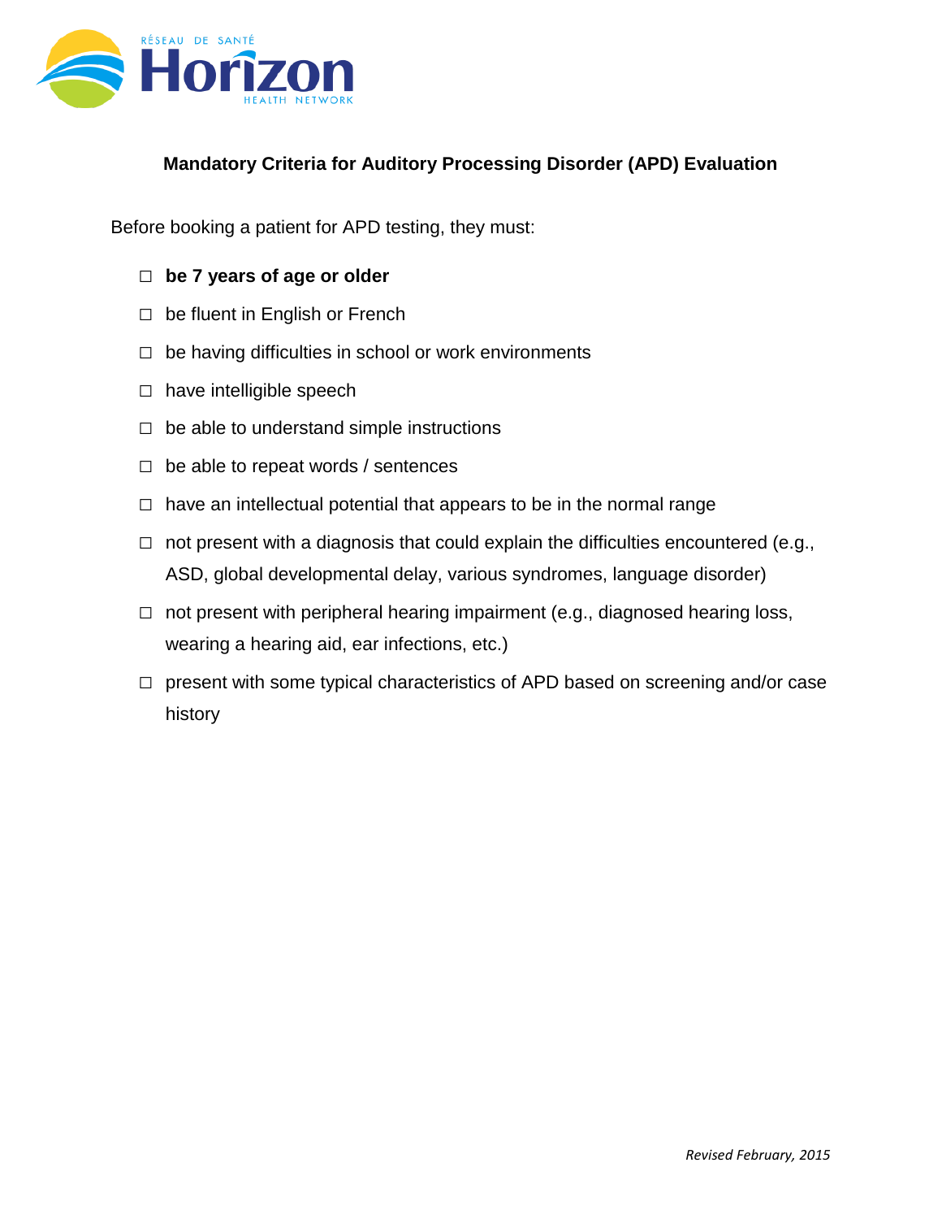# Mandatory Criteria for Auditory Processing Disorder (APD) Evaluation

Before booking a patient for APD testing, they must:

- ☐ **be 7 years of age or older**
- ☐ be fluent in English or French
- ☐ be having difficulties in school or work environments
- ☐ have intelligible speech
- ☐ be able to understand simple instructions
- ☐ be able to repeat words / sentences
- ☐ have an intellectual potential that appears to be in the normal range
- ☐ not present with a diagnosis that could explain the difficulties encountered (e.g., ASD, global developmental delay, various syndromes, language disorder)
- ☐ not present with peripheral hearing impairment (e.g., diagnosed hearing loss, wearing a hearing aid, ear infections, etc.)
- ☐ present with some typical characteristics of APD based on screening and/or case history

*Revised February, 2015*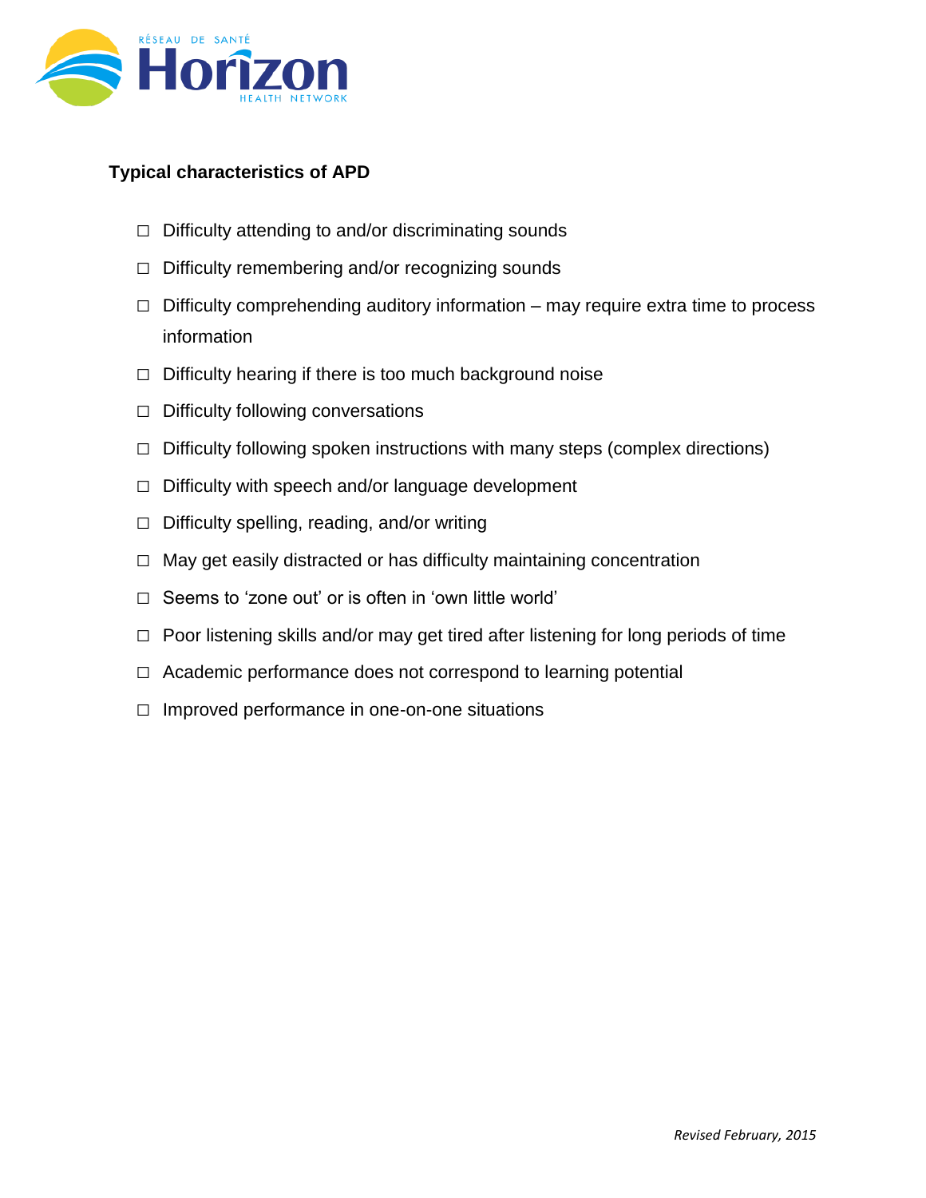**Typical characteristics of APD**

- ☐ Difficulty attending to and/or discriminating sounds
- ☐ Difficulty remembering and/or recognizing sounds
- ☐ Difficulty comprehending auditory information – may require extra time to process information
- ☐ Difficulty hearing if there is too much background noise
- ☐ Difficulty following conversations
- ☐ Difficulty following spoken instructions with many steps (complex directions)
- ☐ Difficulty with speech and/or language development
- ☐ Difficulty spelling, reading, and/or writing
- ☐ May get easily distracted or has difficulty maintaining concentration
- ☐ Seems to 'zone out' or is often in 'own little world'
- ☐ Poor listening skills and/or may get tired after listening for long periods of time
- ☐ Academic performance does not correspond to learning potential
- ☐ Improved performance in one-on-one situations

*Revised February, 2015*